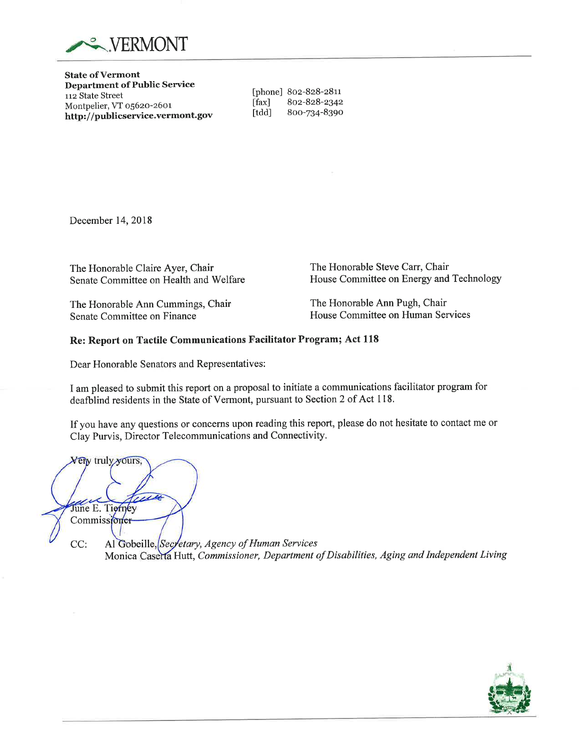VERMONT

**State of Vermont**
**Department of Public Service**
112 State Street
Montpelier, VT 05620-2601
**http://publicservice.vermont.gov**

[phone] 802-828-2811
[fax] 802-828-2342
[tdd] 800-734-8390

December 14, 2018

The Honorable Claire Ayer, Chair
Senate Committee on Health and Welfare

The Honorable Ann Cummings, Chair
Senate Committee on Finance

The Honorable Steve Carr, Chair
House Committee on Energy and Technology

The Honorable Ann Pugh, Chair
House Committee on Human Services

**Re: Report on Tactile Communications Facilitator Program; Act 118**

Dear Honorable Senators and Representatives:

I am pleased to submit this report on a proposal to initiate a communications facilitator program for deafblind residents in the State of Vermont, pursuant to Section 2 of Act 118.

If you have any questions or concerns upon reading this report, please do not hesitate to contact me or Clay Purvis, Director Telecommunications and Connectivity.

Very truly yours,

June E. Tierney
Commissioner

CC: Al Gobeille, *Secretary, Agency of Human Services*
Monica Caserta Hutt, *Commissioner, Department of Disabilities, Aging and Independent Living*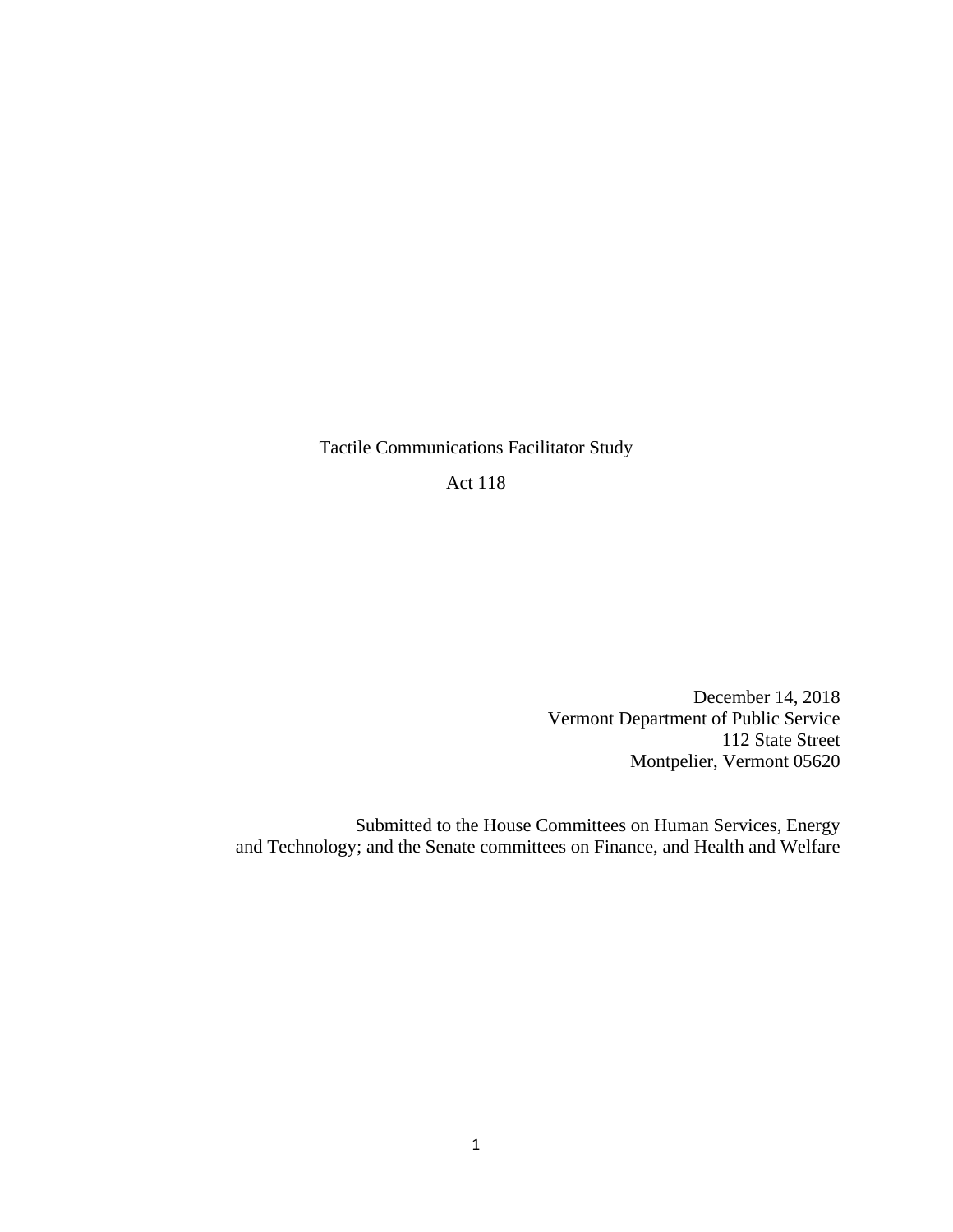Tactile Communications Facilitator Study

Act 118

December 14, 2018
Vermont Department of Public Service
112 State Street
Montpelier, Vermont 05620

Submitted to the House Committees on Human Services, Energy and Technology; and the Senate committees on Finance, and Health and Welfare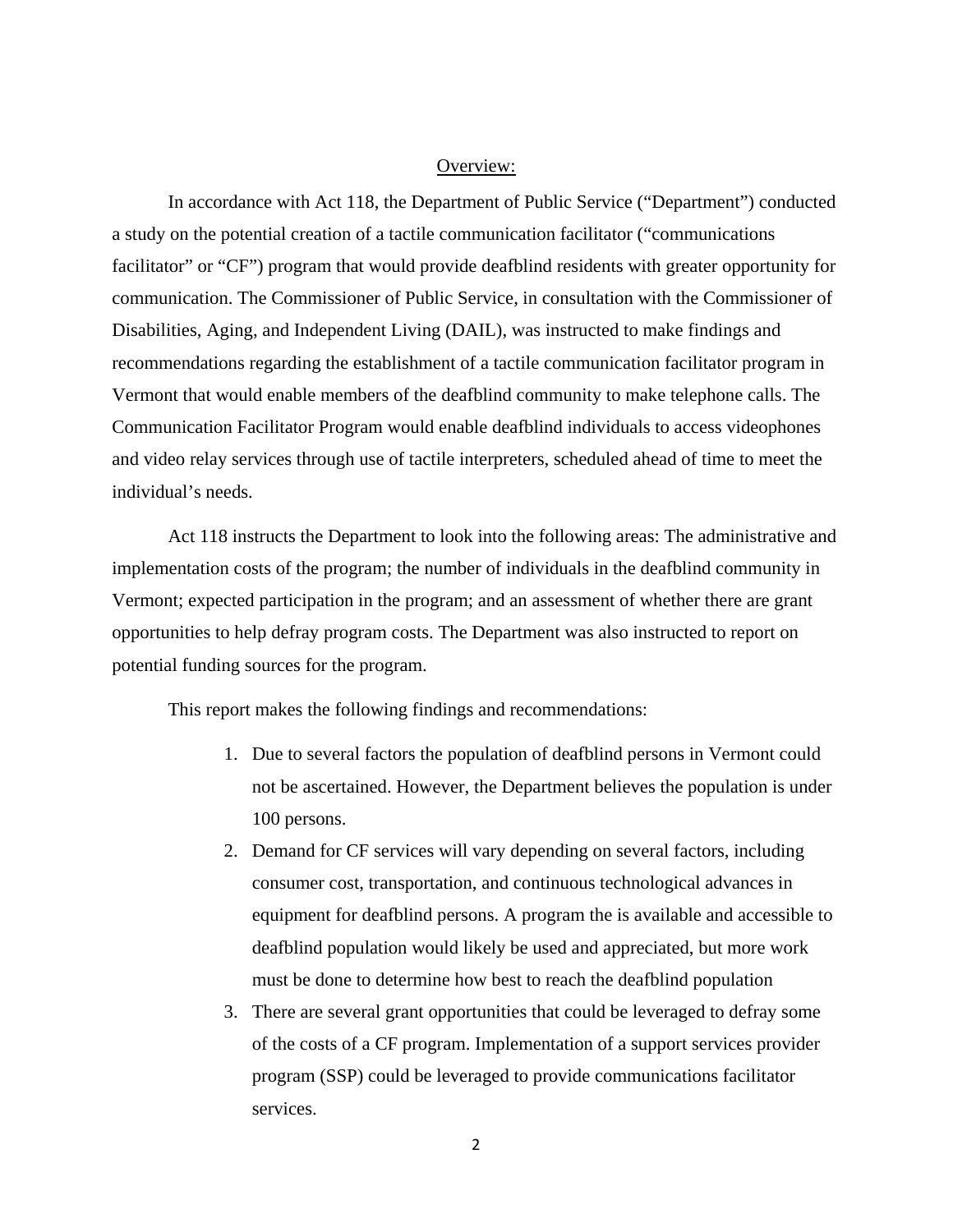## Overview:

In accordance with Act 118, the Department of Public Service ("Department") conducted a study on the potential creation of a tactile communication facilitator ("communications facilitator" or "CF") program that would provide deafblind residents with greater opportunity for communication. The Commissioner of Public Service, in consultation with the Commissioner of Disabilities, Aging, and Independent Living (DAIL), was instructed to make findings and recommendations regarding the establishment of a tactile communication facilitator program in Vermont that would enable members of the deafblind community to make telephone calls. The Communication Facilitator Program would enable deafblind individuals to access videophones and video relay services through use of tactile interpreters, scheduled ahead of time to meet the individual's needs.

Act 118 instructs the Department to look into the following areas: The administrative and implementation costs of the program; the number of individuals in the deafblind community in Vermont; expected participation in the program; and an assessment of whether there are grant opportunities to help defray program costs. The Department was also instructed to report on potential funding sources for the program.

This report makes the following findings and recommendations:

1. Due to several factors the population of deafblind persons in Vermont could not be ascertained. However, the Department believes the population is under 100 persons.
2. Demand for CF services will vary depending on several factors, including consumer cost, transportation, and continuous technological advances in equipment for deafblind persons. A program the is available and accessible to deafblind population would likely be used and appreciated, but more work must be done to determine how best to reach the deafblind population
3. There are several grant opportunities that could be leveraged to defray some of the costs of a CF program. Implementation of a support services provider program (SSP) could be leveraged to provide communications facilitator services.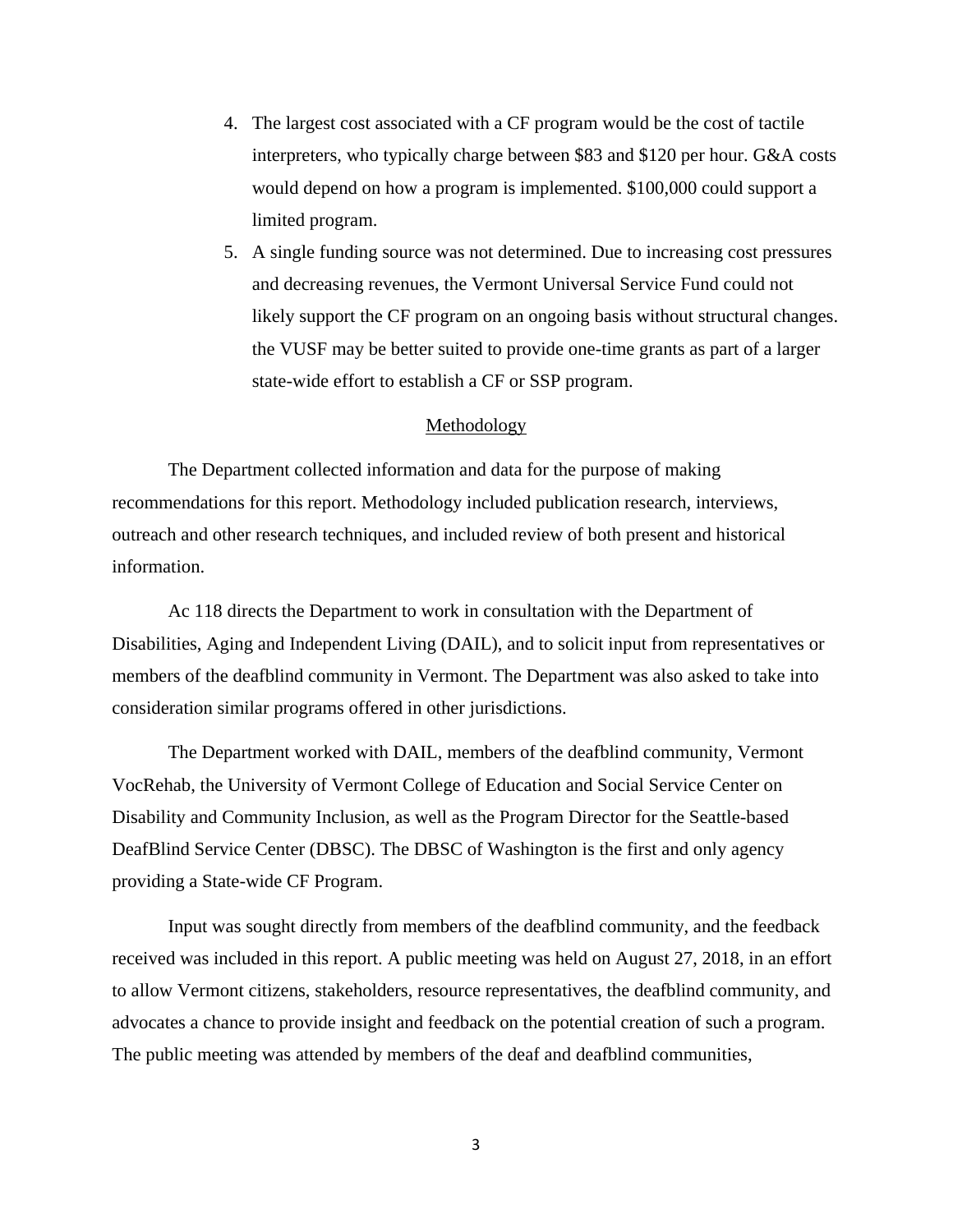4. The largest cost associated with a CF program would be the cost of tactile interpreters, who typically charge between $83 and $120 per hour. G&A costs would depend on how a program is implemented. $100,000 could support a limited program.
5. A single funding source was not determined. Due to increasing cost pressures and decreasing revenues, the Vermont Universal Service Fund could not likely support the CF program on an ongoing basis without structural changes. the VUSF may be better suited to provide one-time grants as part of a larger state-wide effort to establish a CF or SSP program.

## Methodology

The Department collected information and data for the purpose of making recommendations for this report. Methodology included publication research, interviews, outreach and other research techniques, and included review of both present and historical information.

Ac 118 directs the Department to work in consultation with the Department of Disabilities, Aging and Independent Living (DAIL), and to solicit input from representatives or members of the deafblind community in Vermont. The Department was also asked to take into consideration similar programs offered in other jurisdictions.

The Department worked with DAIL, members of the deafblind community, Vermont VocRehab, the University of Vermont College of Education and Social Service Center on Disability and Community Inclusion, as well as the Program Director for the Seattle-based DeafBlind Service Center (DBSC). The DBSC of Washington is the first and only agency providing a State-wide CF Program.

Input was sought directly from members of the deafblind community, and the feedback received was included in this report. A public meeting was held on August 27, 2018, in an effort to allow Vermont citizens, stakeholders, resource representatives, the deafblind community, and advocates a chance to provide insight and feedback on the potential creation of such a program. The public meeting was attended by members of the deaf and deafblind communities,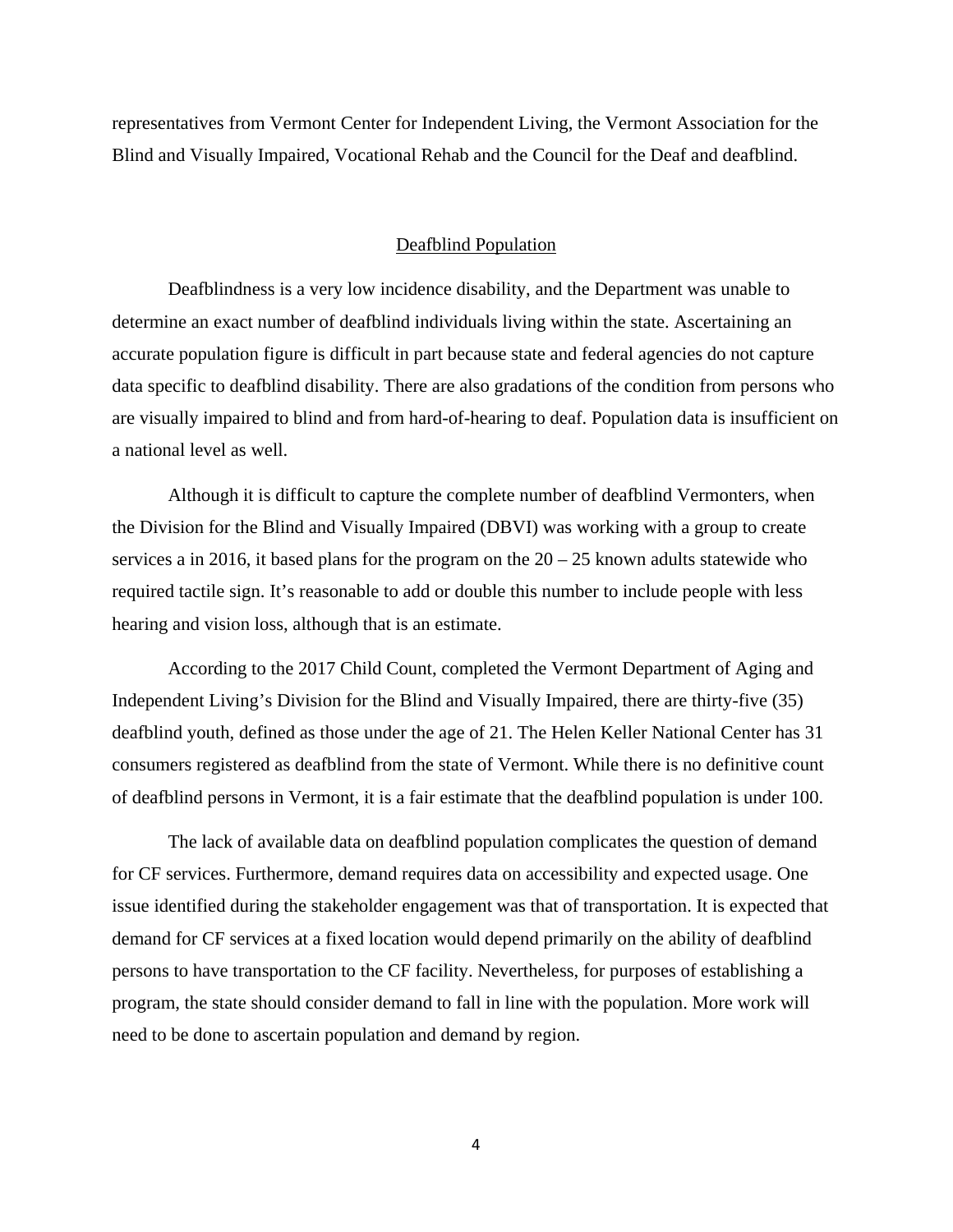representatives from Vermont Center for Independent Living, the Vermont Association for the Blind and Visually Impaired, Vocational Rehab and the Council for the Deaf and deafblind.

## Deafblind Population

Deafblindness is a very low incidence disability, and the Department was unable to determine an exact number of deafblind individuals living within the state. Ascertaining an accurate population figure is difficult in part because state and federal agencies do not capture data specific to deafblind disability. There are also gradations of the condition from persons who are visually impaired to blind and from hard-of-hearing to deaf. Population data is insufficient on a national level as well.

Although it is difficult to capture the complete number of deafblind Vermonters, when the Division for the Blind and Visually Impaired (DBVI) was working with a group to create services a in 2016, it based plans for the program on the 20 – 25 known adults statewide who required tactile sign. It's reasonable to add or double this number to include people with less hearing and vision loss, although that is an estimate.

According to the 2017 Child Count, completed the Vermont Department of Aging and Independent Living's Division for the Blind and Visually Impaired, there are thirty-five (35) deafblind youth, defined as those under the age of 21. The Helen Keller National Center has 31 consumers registered as deafblind from the state of Vermont. While there is no definitive count of deafblind persons in Vermont, it is a fair estimate that the deafblind population is under 100.

The lack of available data on deafblind population complicates the question of demand for CF services. Furthermore, demand requires data on accessibility and expected usage. One issue identified during the stakeholder engagement was that of transportation. It is expected that demand for CF services at a fixed location would depend primarily on the ability of deafblind persons to have transportation to the CF facility. Nevertheless, for purposes of establishing a program, the state should consider demand to fall in line with the population. More work will need to be done to ascertain population and demand by region.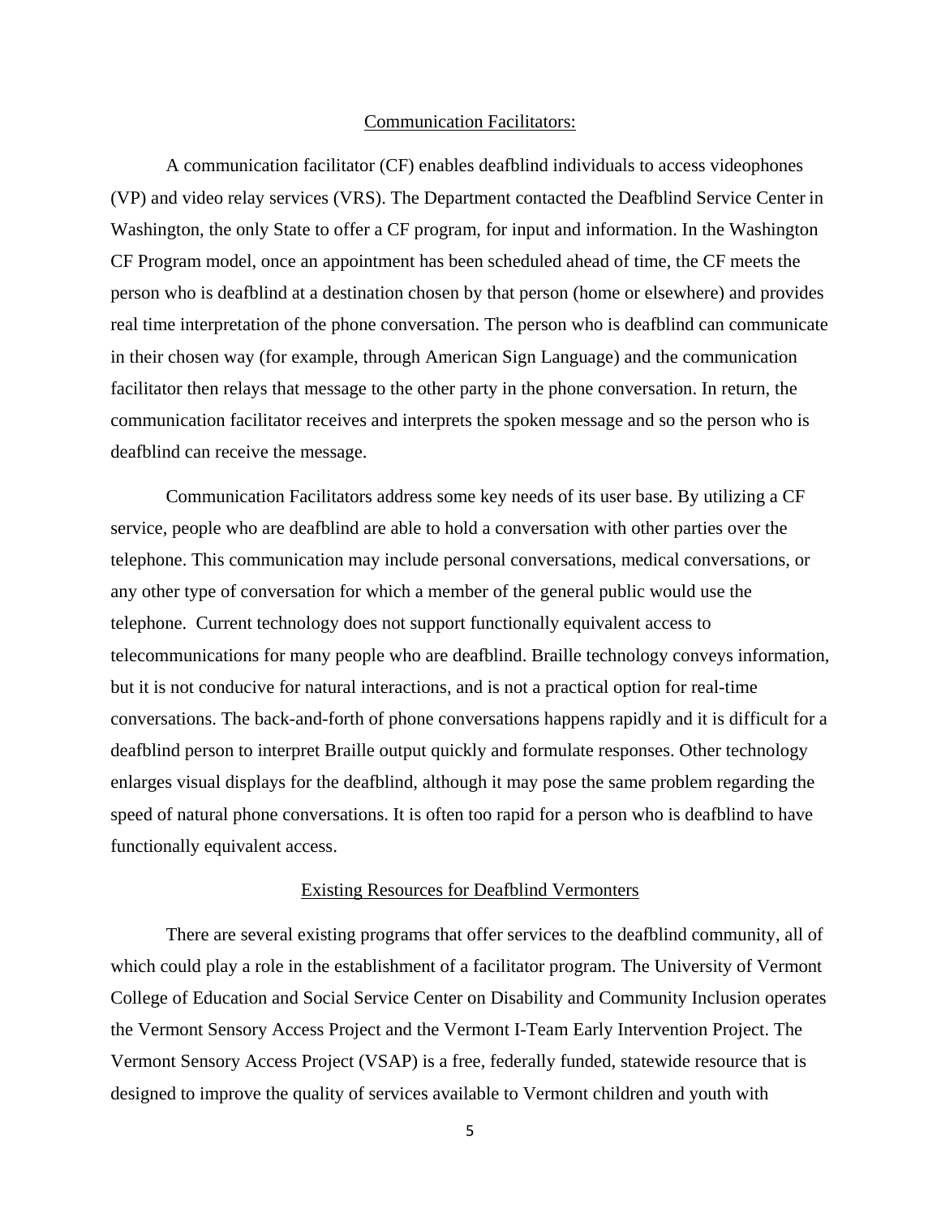## Communication Facilitators:

A communication facilitator (CF) enables deafblind individuals to access videophones (VP) and video relay services (VRS). The Department contacted the Deafblind Service Center in Washington, the only State to offer a CF program, for input and information. In the Washington CF Program model, once an appointment has been scheduled ahead of time, the CF meets the person who is deafblind at a destination chosen by that person (home or elsewhere) and provides real time interpretation of the phone conversation. The person who is deafblind can communicate in their chosen way (for example, through American Sign Language) and the communication facilitator then relays that message to the other party in the phone conversation. In return, the communication facilitator receives and interprets the spoken message and so the person who is deafblind can receive the message.

Communication Facilitators address some key needs of its user base. By utilizing a CF service, people who are deafblind are able to hold a conversation with other parties over the telephone. This communication may include personal conversations, medical conversations, or any other type of conversation for which a member of the general public would use the telephone. Current technology does not support functionally equivalent access to telecommunications for many people who are deafblind. Braille technology conveys information, but it is not conducive for natural interactions, and is not a practical option for real-time conversations. The back-and-forth of phone conversations happens rapidly and it is difficult for a deafblind person to interpret Braille output quickly and formulate responses. Other technology enlarges visual displays for the deafblind, although it may pose the same problem regarding the speed of natural phone conversations. It is often too rapid for a person who is deafblind to have functionally equivalent access.

## Existing Resources for Deafblind Vermonters

There are several existing programs that offer services to the deafblind community, all of which could play a role in the establishment of a facilitator program. The University of Vermont College of Education and Social Service Center on Disability and Community Inclusion operates the Vermont Sensory Access Project and the Vermont I-Team Early Intervention Project. The Vermont Sensory Access Project (VSAP) is a free, federally funded, statewide resource that is designed to improve the quality of services available to Vermont children and youth with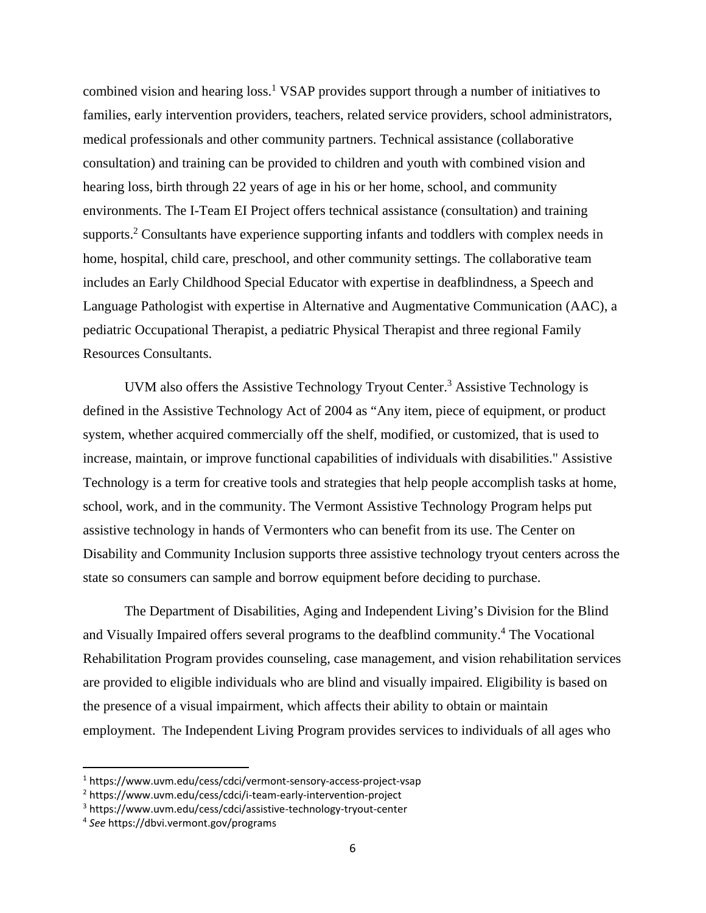combined vision and hearing loss.[1] VSAP provides support through a number of initiatives to families, early intervention providers, teachers, related service providers, school administrators, medical professionals and other community partners. Technical assistance (collaborative consultation) and training can be provided to children and youth with combined vision and hearing loss, birth through 22 years of age in his or her home, school, and community environments. The I-Team EI Project offers technical assistance (consultation) and training supports.[2] Consultants have experience supporting infants and toddlers with complex needs in home, hospital, child care, preschool, and other community settings. The collaborative team includes an Early Childhood Special Educator with expertise in deafblindness, a Speech and Language Pathologist with expertise in Alternative and Augmentative Communication (AAC), a pediatric Occupational Therapist, a pediatric Physical Therapist and three regional Family Resources Consultants.

UVM also offers the Assistive Technology Tryout Center.[3] Assistive Technology is defined in the Assistive Technology Act of 2004 as "Any item, piece of equipment, or product system, whether acquired commercially off the shelf, modified, or customized, that is used to increase, maintain, or improve functional capabilities of individuals with disabilities." Assistive Technology is a term for creative tools and strategies that help people accomplish tasks at home, school, work, and in the community. The Vermont Assistive Technology Program helps put assistive technology in hands of Vermonters who can benefit from its use. The Center on Disability and Community Inclusion supports three assistive technology tryout centers across the state so consumers can sample and borrow equipment before deciding to purchase.

The Department of Disabilities, Aging and Independent Living's Division for the Blind and Visually Impaired offers several programs to the deafblind community.[4] The Vocational Rehabilitation Program provides counseling, case management, and vision rehabilitation services are provided to eligible individuals who are blind and visually impaired. Eligibility is based on the presence of a visual impairment, which affects their ability to obtain or maintain employment. The Independent Living Program provides services to individuals of all ages who

[1] https://www.uvm.edu/cess/cdci/vermont-sensory-access-project-vsap
[2] https://www.uvm.edu/cess/cdci/i-team-early-intervention-project
[3] https://www.uvm.edu/cess/cdci/assistive-technology-tryout-center
[4] *See* https://dbvi.vermont.gov/programs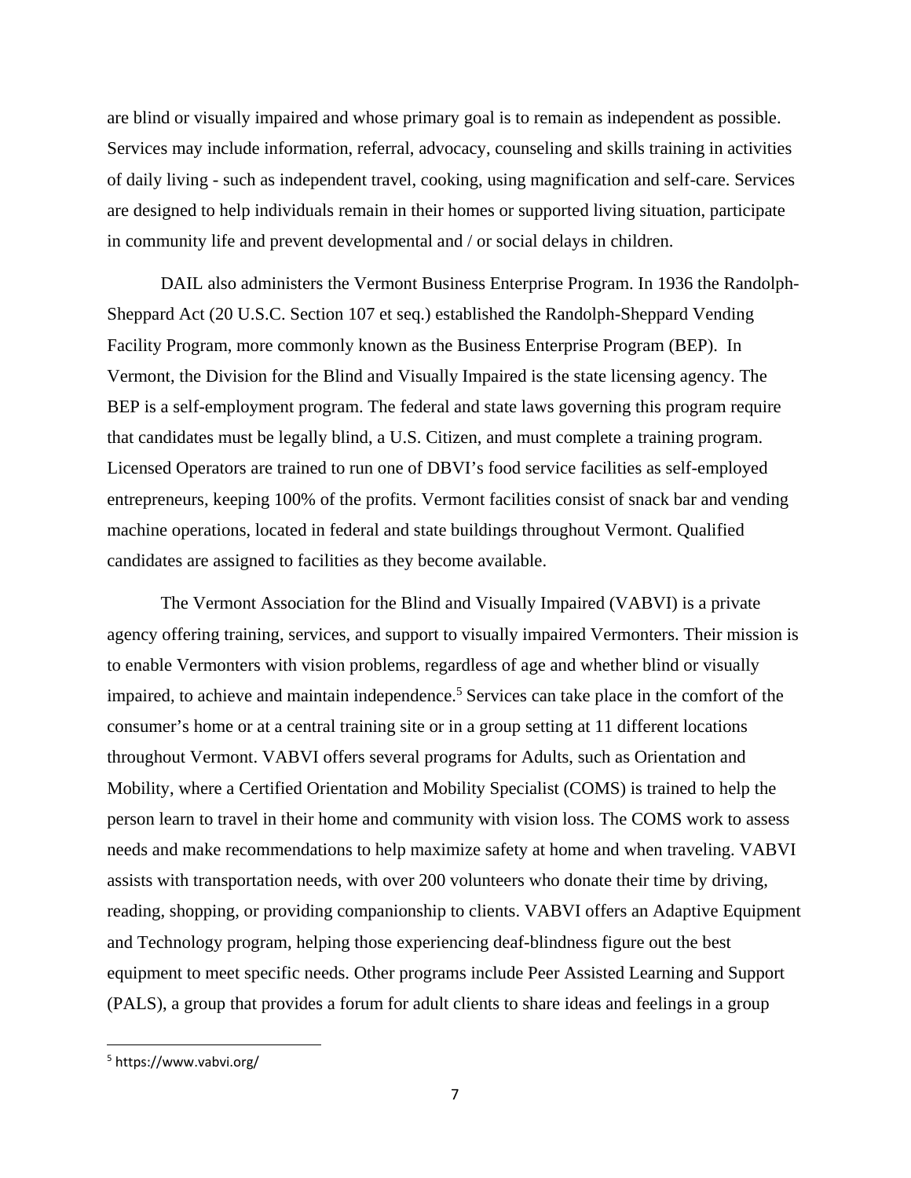are blind or visually impaired and whose primary goal is to remain as independent as possible. Services may include information, referral, advocacy, counseling and skills training in activities of daily living - such as independent travel, cooking, using magnification and self-care. Services are designed to help individuals remain in their homes or supported living situation, participate in community life and prevent developmental and / or social delays in children.

DAIL also administers the Vermont Business Enterprise Program. In 1936 the Randolph-Sheppard Act (20 U.S.C. Section 107 et seq.) established the Randolph-Sheppard Vending Facility Program, more commonly known as the Business Enterprise Program (BEP). In Vermont, the Division for the Blind and Visually Impaired is the state licensing agency. The BEP is a self-employment program. The federal and state laws governing this program require that candidates must be legally blind, a U.S. Citizen, and must complete a training program. Licensed Operators are trained to run one of DBVI's food service facilities as self-employed entrepreneurs, keeping 100% of the profits. Vermont facilities consist of snack bar and vending machine operations, located in federal and state buildings throughout Vermont. Qualified candidates are assigned to facilities as they become available.

The Vermont Association for the Blind and Visually Impaired (VABVI) is a private agency offering training, services, and support to visually impaired Vermonters. Their mission is to enable Vermonters with vision problems, regardless of age and whether blind or visually impaired, to achieve and maintain independence.[5] Services can take place in the comfort of the consumer's home or at a central training site or in a group setting at 11 different locations throughout Vermont. VABVI offers several programs for Adults, such as Orientation and Mobility, where a Certified Orientation and Mobility Specialist (COMS) is trained to help the person learn to travel in their home and community with vision loss. The COMS work to assess needs and make recommendations to help maximize safety at home and when traveling. VABVI assists with transportation needs, with over 200 volunteers who donate their time by driving, reading, shopping, or providing companionship to clients. VABVI offers an Adaptive Equipment and Technology program, helping those experiencing deaf-blindness figure out the best equipment to meet specific needs. Other programs include Peer Assisted Learning and Support (PALS), a group that provides a forum for adult clients to share ideas and feelings in a group

[5] https://www.vabvi.org/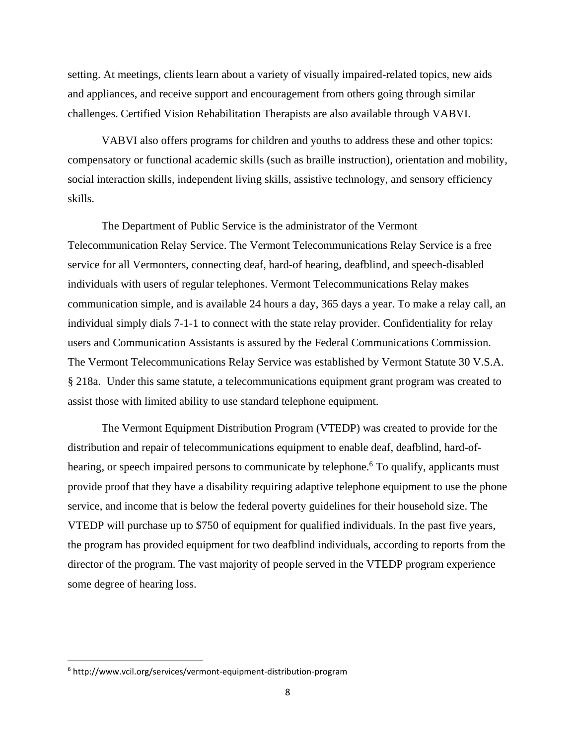setting. At meetings, clients learn about a variety of visually impaired-related topics, new aids and appliances, and receive support and encouragement from others going through similar challenges. Certified Vision Rehabilitation Therapists are also available through VABVI.

VABVI also offers programs for children and youths to address these and other topics: compensatory or functional academic skills (such as braille instruction), orientation and mobility, social interaction skills, independent living skills, assistive technology, and sensory efficiency skills.

The Department of Public Service is the administrator of the Vermont Telecommunication Relay Service. The Vermont Telecommunications Relay Service is a free service for all Vermonters, connecting deaf, hard-of hearing, deafblind, and speech-disabled individuals with users of regular telephones. Vermont Telecommunications Relay makes communication simple, and is available 24 hours a day, 365 days a year. To make a relay call, an individual simply dials 7-1-1 to connect with the state relay provider. Confidentiality for relay users and Communication Assistants is assured by the Federal Communications Commission. The Vermont Telecommunications Relay Service was established by Vermont Statute 30 V.S.A. § 218a. Under this same statute, a telecommunications equipment grant program was created to assist those with limited ability to use standard telephone equipment.

The Vermont Equipment Distribution Program (VTEDP) was created to provide for the distribution and repair of telecommunications equipment to enable deaf, deafblind, hard-of-hearing, or speech impaired persons to communicate by telephone.[6] To qualify, applicants must provide proof that they have a disability requiring adaptive telephone equipment to use the phone service, and income that is below the federal poverty guidelines for their household size. The VTEDP will purchase up to $750 of equipment for qualified individuals. In the past five years, the program has provided equipment for two deafblind individuals, according to reports from the director of the program. The vast majority of people served in the VTEDP program experience some degree of hearing loss.

[6] http://www.vcil.org/services/vermont-equipment-distribution-program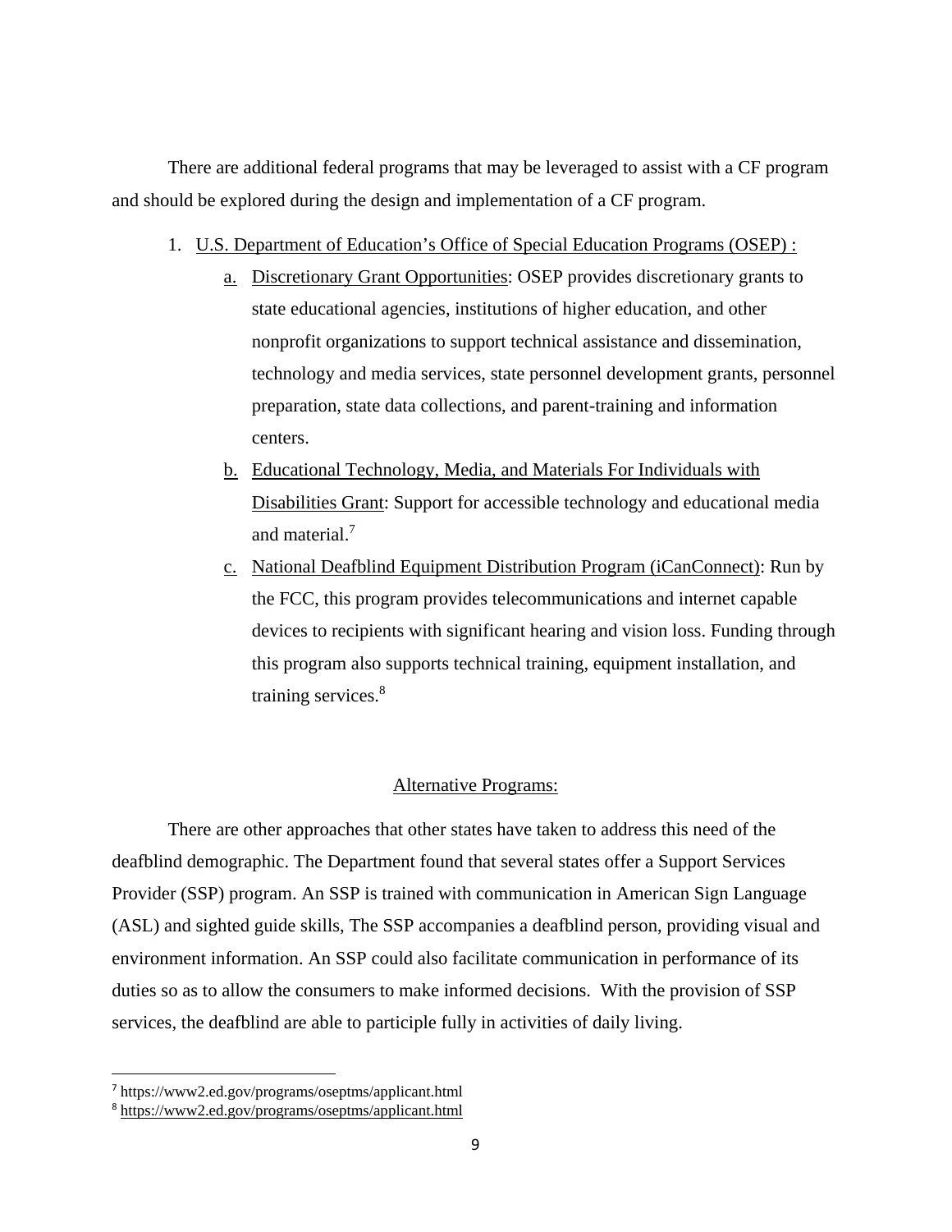There are additional federal programs that may be leveraged to assist with a CF program and should be explored during the design and implementation of a CF program.

1. U.S. Department of Education's Office of Special Education Programs (OSEP) :
   a. Discretionary Grant Opportunities: OSEP provides discretionary grants to state educational agencies, institutions of higher education, and other nonprofit organizations to support technical assistance and dissemination, technology and media services, state personnel development grants, personnel preparation, state data collections, and parent-training and information centers.
   b. Educational Technology, Media, and Materials For Individuals with Disabilities Grant: Support for accessible technology and educational media and material.[7]
   c. National Deafblind Equipment Distribution Program (iCanConnect): Run by the FCC, this program provides telecommunications and internet capable devices to recipients with significant hearing and vision loss. Funding through this program also supports technical training, equipment installation, and training services.[8]

## Alternative Programs:

There are other approaches that other states have taken to address this need of the deafblind demographic. The Department found that several states offer a Support Services Provider (SSP) program. An SSP is trained with communication in American Sign Language (ASL) and sighted guide skills, The SSP accompanies a deafblind person, providing visual and environment information. An SSP could also facilitate communication in performance of its duties so as to allow the consumers to make informed decisions. With the provision of SSP services, the deafblind are able to participle fully in activities of daily living.

---

[7] https://www2.ed.gov/programs/oseptms/applicant.html

[8] https://www2.ed.gov/programs/oseptms/applicant.html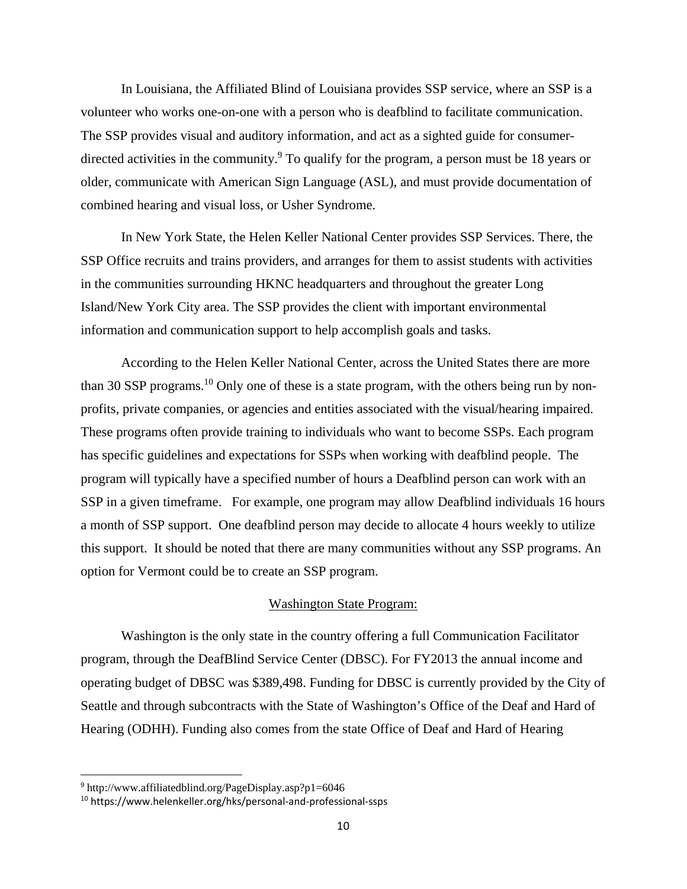In Louisiana, the Affiliated Blind of Louisiana provides SSP service, where an SSP is a volunteer who works one-on-one with a person who is deafblind to facilitate communication. The SSP provides visual and auditory information, and act as a sighted guide for consumer-directed activities in the community.[9] To qualify for the program, a person must be 18 years or older, communicate with American Sign Language (ASL), and must provide documentation of combined hearing and visual loss, or Usher Syndrome.

In New York State, the Helen Keller National Center provides SSP Services. There, the SSP Office recruits and trains providers, and arranges for them to assist students with activities in the communities surrounding HKNC headquarters and throughout the greater Long Island/New York City area. The SSP provides the client with important environmental information and communication support to help accomplish goals and tasks.

According to the Helen Keller National Center, across the United States there are more than 30 SSP programs.[10] Only one of these is a state program, with the others being run by non-profits, private companies, or agencies and entities associated with the visual/hearing impaired. These programs often provide training to individuals who want to become SSPs. Each program has specific guidelines and expectations for SSPs when working with deafblind people. The program will typically have a specified number of hours a Deafblind person can work with an SSP in a given timeframe. For example, one program may allow Deafblind individuals 16 hours a month of SSP support. One deafblind person may decide to allocate 4 hours weekly to utilize this support. It should be noted that there are many communities without any SSP programs. An option for Vermont could be to create an SSP program.

## Washington State Program:

Washington is the only state in the country offering a full Communication Facilitator program, through the DeafBlind Service Center (DBSC). For FY2013 the annual income and operating budget of DBSC was $389,498. Funding for DBSC is currently provided by the City of Seattle and through subcontracts with the State of Washington's Office of the Deaf and Hard of Hearing (ODHH). Funding also comes from the state Office of Deaf and Hard of Hearing

[9] http://www.affiliatedblind.org/PageDisplay.asp?p1=6046
[10] https://www.helenkeller.org/hks/personal-and-professional-ssps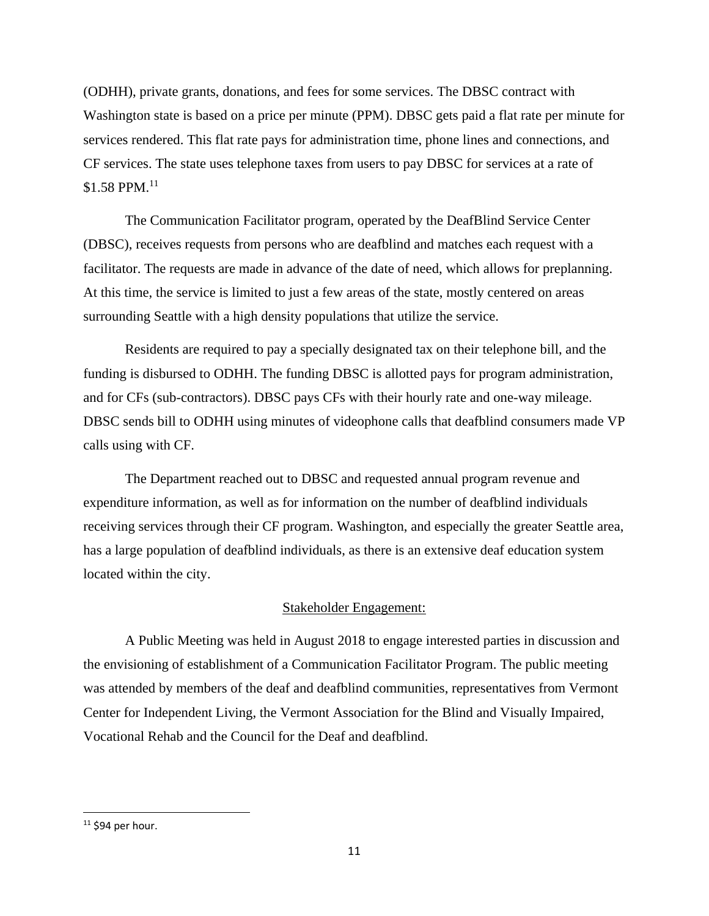(ODHH), private grants, donations, and fees for some services. The DBSC contract with Washington state is based on a price per minute (PPM). DBSC gets paid a flat rate per minute for services rendered. This flat rate pays for administration time, phone lines and connections, and CF services. The state uses telephone taxes from users to pay DBSC for services at a rate of $1.58 PPM.[11]

The Communication Facilitator program, operated by the DeafBlind Service Center (DBSC), receives requests from persons who are deafblind and matches each request with a facilitator. The requests are made in advance of the date of need, which allows for preplanning. At this time, the service is limited to just a few areas of the state, mostly centered on areas surrounding Seattle with a high density populations that utilize the service.

Residents are required to pay a specially designated tax on their telephone bill, and the funding is disbursed to ODHH. The funding DBSC is allotted pays for program administration, and for CFs (sub-contractors). DBSC pays CFs with their hourly rate and one-way mileage. DBSC sends bill to ODHH using minutes of videophone calls that deafblind consumers made VP calls using with CF.

The Department reached out to DBSC and requested annual program revenue and expenditure information, as well as for information on the number of deafblind individuals receiving services through their CF program. Washington, and especially the greater Seattle area, has a large population of deafblind individuals, as there is an extensive deaf education system located within the city.

<u>Stakeholder Engagement:</u>

A Public Meeting was held in August 2018 to engage interested parties in discussion and the envisioning of establishment of a Communication Facilitator Program. The public meeting was attended by members of the deaf and deafblind communities, representatives from Vermont Center for Independent Living, the Vermont Association for the Blind and Visually Impaired, Vocational Rehab and the Council for the Deaf and deafblind.

[11] $94 per hour.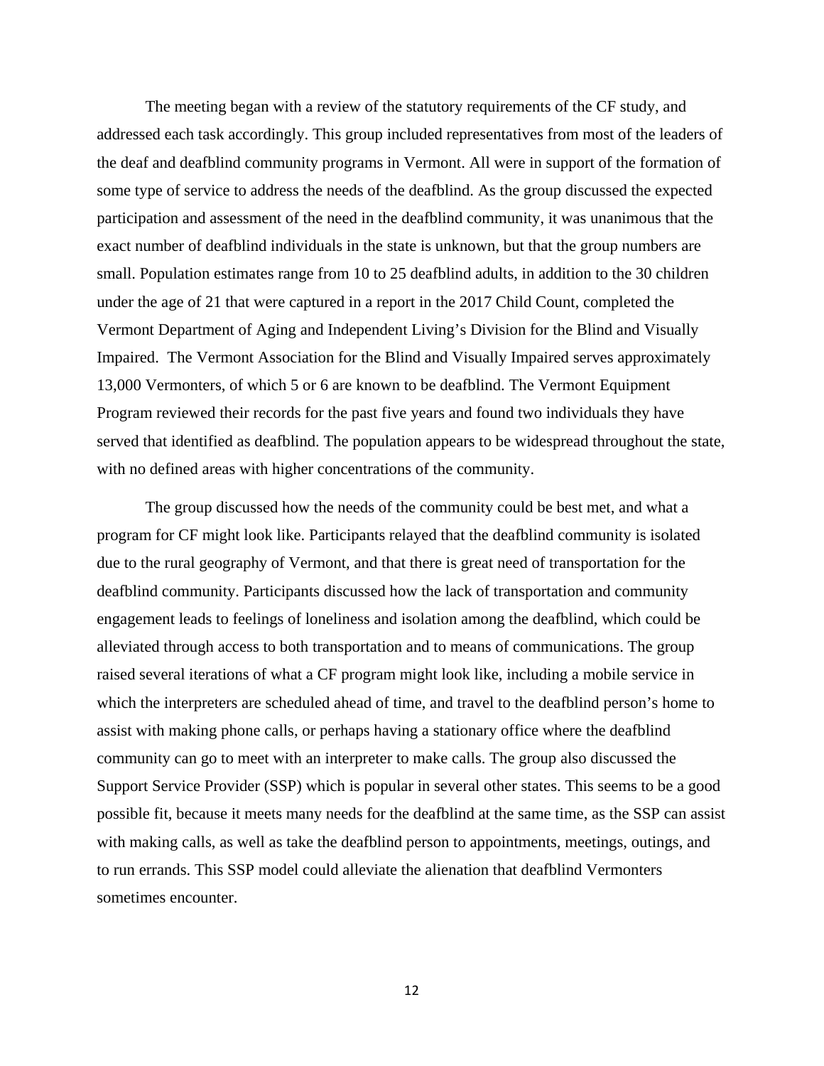The meeting began with a review of the statutory requirements of the CF study, and addressed each task accordingly. This group included representatives from most of the leaders of the deaf and deafblind community programs in Vermont. All were in support of the formation of some type of service to address the needs of the deafblind. As the group discussed the expected participation and assessment of the need in the deafblind community, it was unanimous that the exact number of deafblind individuals in the state is unknown, but that the group numbers are small. Population estimates range from 10 to 25 deafblind adults, in addition to the 30 children under the age of 21 that were captured in a report in the 2017 Child Count, completed the Vermont Department of Aging and Independent Living's Division for the Blind and Visually Impaired. The Vermont Association for the Blind and Visually Impaired serves approximately 13,000 Vermonters, of which 5 or 6 are known to be deafblind. The Vermont Equipment Program reviewed their records for the past five years and found two individuals they have served that identified as deafblind. The population appears to be widespread throughout the state, with no defined areas with higher concentrations of the community.

The group discussed how the needs of the community could be best met, and what a program for CF might look like. Participants relayed that the deafblind community is isolated due to the rural geography of Vermont, and that there is great need of transportation for the deafblind community. Participants discussed how the lack of transportation and community engagement leads to feelings of loneliness and isolation among the deafblind, which could be alleviated through access to both transportation and to means of communications. The group raised several iterations of what a CF program might look like, including a mobile service in which the interpreters are scheduled ahead of time, and travel to the deafblind person's home to assist with making phone calls, or perhaps having a stationary office where the deafblind community can go to meet with an interpreter to make calls. The group also discussed the Support Service Provider (SSP) which is popular in several other states. This seems to be a good possible fit, because it meets many needs for the deafblind at the same time, as the SSP can assist with making calls, as well as take the deafblind person to appointments, meetings, outings, and to run errands. This SSP model could alleviate the alienation that deafblind Vermonters sometimes encounter.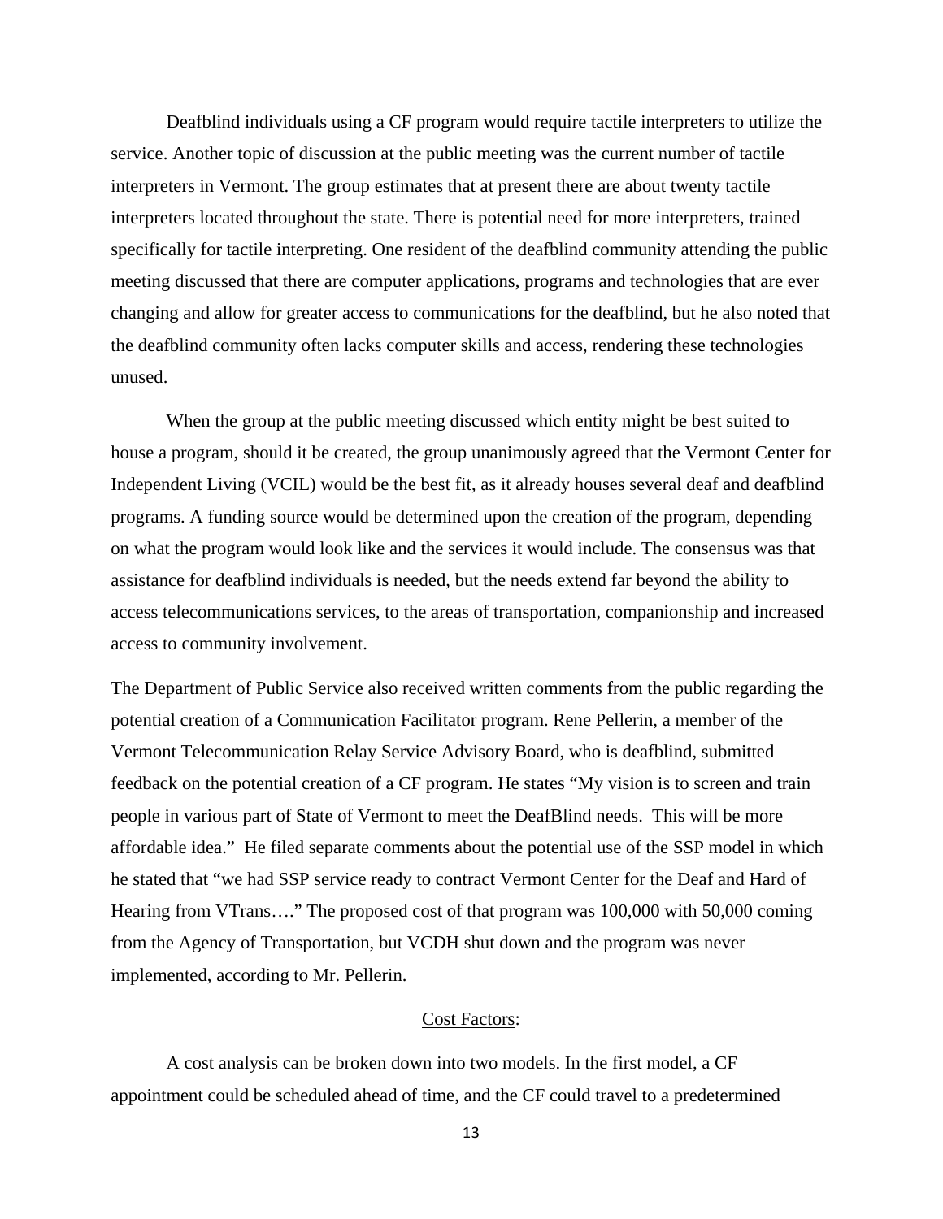Deafblind individuals using a CF program would require tactile interpreters to utilize the service. Another topic of discussion at the public meeting was the current number of tactile interpreters in Vermont. The group estimates that at present there are about twenty tactile interpreters located throughout the state. There is potential need for more interpreters, trained specifically for tactile interpreting. One resident of the deafblind community attending the public meeting discussed that there are computer applications, programs and technologies that are ever changing and allow for greater access to communications for the deafblind, but he also noted that the deafblind community often lacks computer skills and access, rendering these technologies unused.

When the group at the public meeting discussed which entity might be best suited to house a program, should it be created, the group unanimously agreed that the Vermont Center for Independent Living (VCIL) would be the best fit, as it already houses several deaf and deafblind programs. A funding source would be determined upon the creation of the program, depending on what the program would look like and the services it would include. The consensus was that assistance for deafblind individuals is needed, but the needs extend far beyond the ability to access telecommunications services, to the areas of transportation, companionship and increased access to community involvement.

The Department of Public Service also received written comments from the public regarding the potential creation of a Communication Facilitator program. Rene Pellerin, a member of the Vermont Telecommunication Relay Service Advisory Board, who is deafblind, submitted feedback on the potential creation of a CF program. He states "My vision is to screen and train people in various part of State of Vermont to meet the DeafBlind needs. This will be more affordable idea." He filed separate comments about the potential use of the SSP model in which he stated that "we had SSP service ready to contract Vermont Center for the Deaf and Hard of Hearing from VTrans…." The proposed cost of that program was 100,000 with 50,000 coming from the Agency of Transportation, but VCDH shut down and the program was never implemented, according to Mr. Pellerin.

<u>Cost Factors</u>:

A cost analysis can be broken down into two models. In the first model, a CF appointment could be scheduled ahead of time, and the CF could travel to a predetermined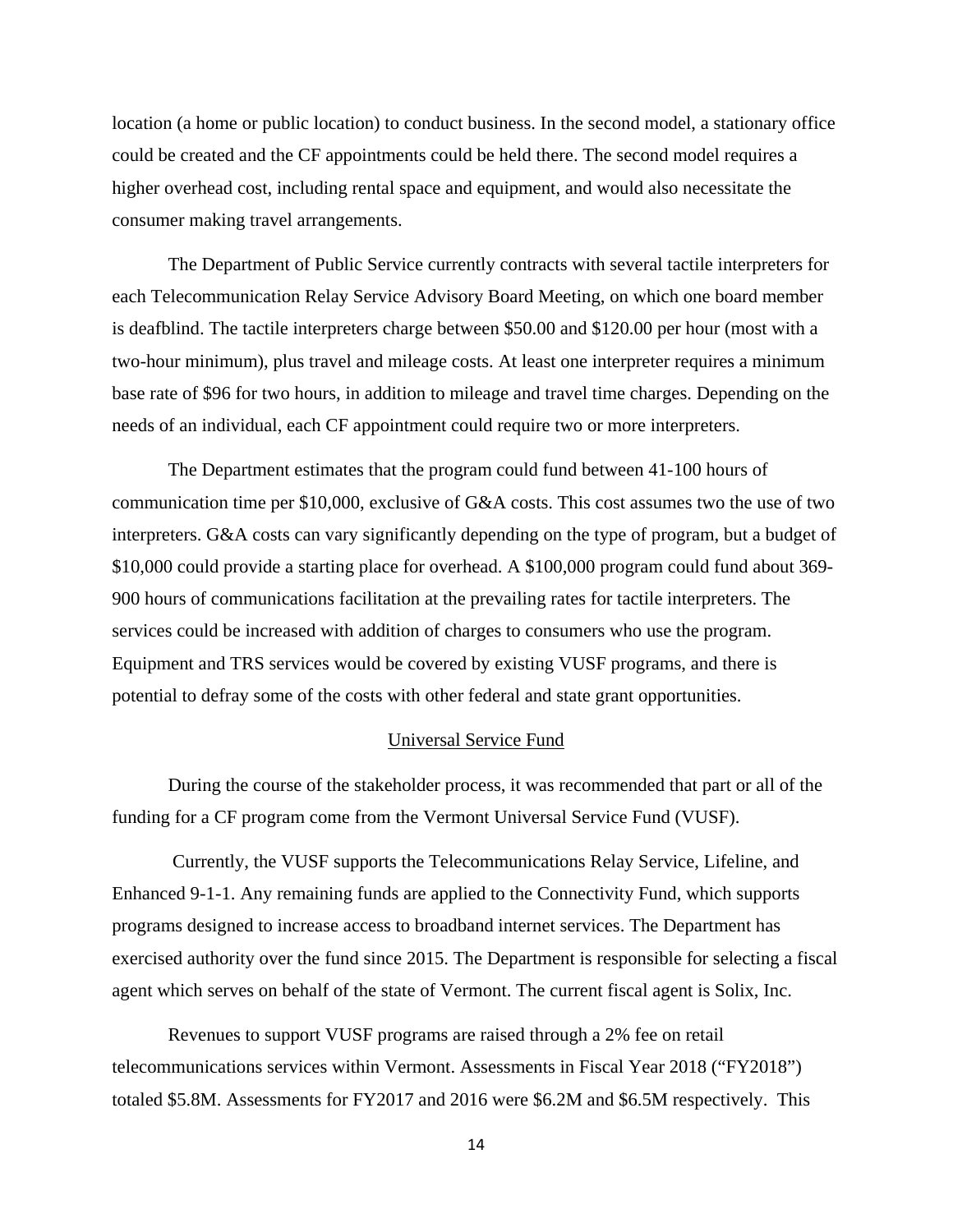location (a home or public location) to conduct business. In the second model, a stationary office could be created and the CF appointments could be held there. The second model requires a higher overhead cost, including rental space and equipment, and would also necessitate the consumer making travel arrangements.

The Department of Public Service currently contracts with several tactile interpreters for each Telecommunication Relay Service Advisory Board Meeting, on which one board member is deafblind. The tactile interpreters charge between $50.00 and $120.00 per hour (most with a two-hour minimum), plus travel and mileage costs. At least one interpreter requires a minimum base rate of $96 for two hours, in addition to mileage and travel time charges. Depending on the needs of an individual, each CF appointment could require two or more interpreters.

The Department estimates that the program could fund between 41-100 hours of communication time per $10,000, exclusive of G&A costs. This cost assumes two the use of two interpreters. G&A costs can vary significantly depending on the type of program, but a budget of $10,000 could provide a starting place for overhead. A $100,000 program could fund about 369-900 hours of communications facilitation at the prevailing rates for tactile interpreters. The services could be increased with addition of charges to consumers who use the program. Equipment and TRS services would be covered by existing VUSF programs, and there is potential to defray some of the costs with other federal and state grant opportunities.

<u>Universal Service Fund</u>

During the course of the stakeholder process, it was recommended that part or all of the funding for a CF program come from the Vermont Universal Service Fund (VUSF).

Currently, the VUSF supports the Telecommunications Relay Service, Lifeline, and Enhanced 9-1-1. Any remaining funds are applied to the Connectivity Fund, which supports programs designed to increase access to broadband internet services. The Department has exercised authority over the fund since 2015. The Department is responsible for selecting a fiscal agent which serves on behalf of the state of Vermont. The current fiscal agent is Solix, Inc.

Revenues to support VUSF programs are raised through a 2% fee on retail telecommunications services within Vermont. Assessments in Fiscal Year 2018 ("FY2018") totaled $5.8M. Assessments for FY2017 and 2016 were $6.2M and $6.5M respectively. This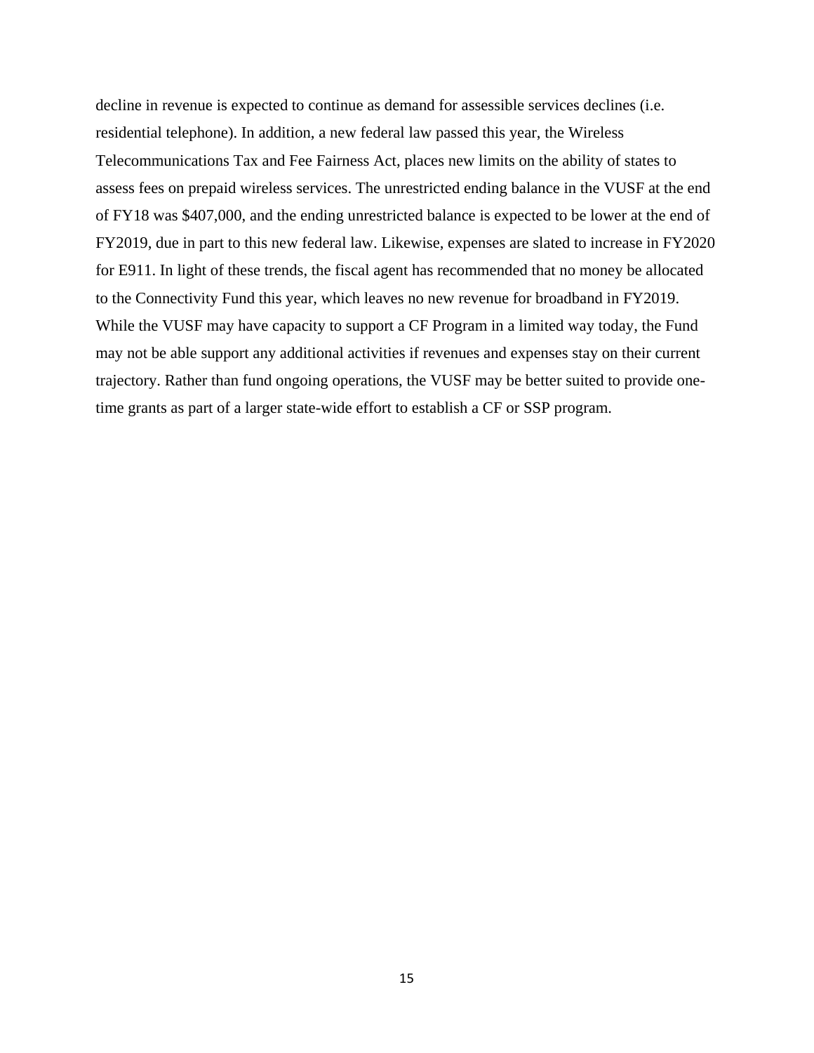decline in revenue is expected to continue as demand for assessible services declines (i.e. residential telephone). In addition, a new federal law passed this year, the Wireless Telecommunications Tax and Fee Fairness Act, places new limits on the ability of states to assess fees on prepaid wireless services. The unrestricted ending balance in the VUSF at the end of FY18 was $407,000, and the ending unrestricted balance is expected to be lower at the end of FY2019, due in part to this new federal law. Likewise, expenses are slated to increase in FY2020 for E911. In light of these trends, the fiscal agent has recommended that no money be allocated to the Connectivity Fund this year, which leaves no new revenue for broadband in FY2019. While the VUSF may have capacity to support a CF Program in a limited way today, the Fund may not be able support any additional activities if revenues and expenses stay on their current trajectory. Rather than fund ongoing operations, the VUSF may be better suited to provide one-time grants as part of a larger state-wide effort to establish a CF or SSP program.